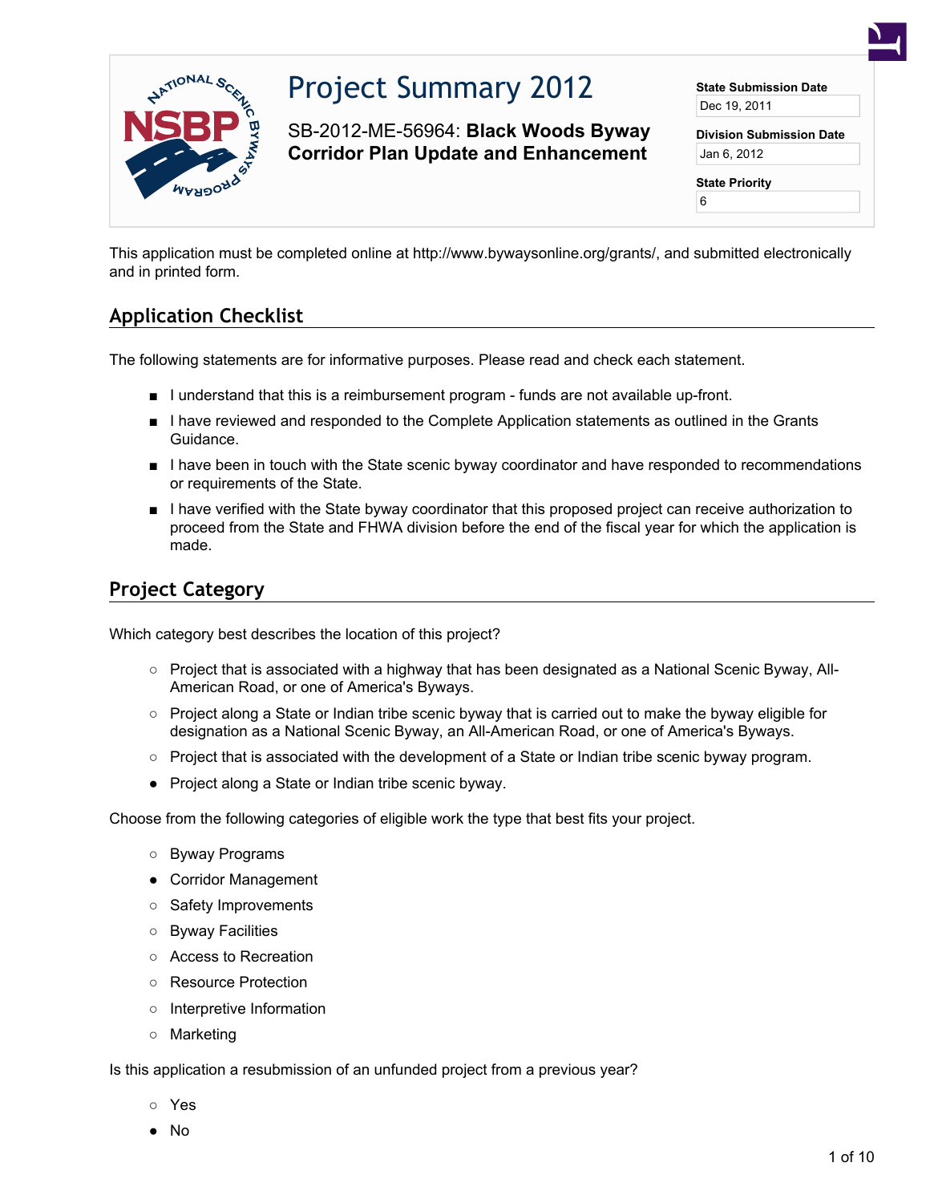# Project Summary 2012

SB-2012-ME-56964: **Black Woods Byway Corridor Plan Update and Enhancement**

**State Submission Date**
Dec 19, 2011

**Division Submission Date**
Jan 6, 2012

**State Priority**
6

This application must be completed online at http://www.bywaysonline.org/grants/, and submitted electronically and in printed form.

## Application Checklist

The following statements are for informative purposes. Please read and check each statement.

- ■ I understand that this is a reimbursement program - funds are not available up-front.
- ■ I have reviewed and responded to the Complete Application statements as outlined in the Grants Guidance.
- ■ I have been in touch with the State scenic byway coordinator and have responded to recommendations or requirements of the State.
- ■ I have verified with the State byway coordinator that this proposed project can receive authorization to proceed from the State and FHWA division before the end of the fiscal year for which the application is made.

## Project Category

Which category best describes the location of this project?

- ○ Project that is associated with a highway that has been designated as a National Scenic Byway, All-American Road, or one of America's Byways.
- ○ Project along a State or Indian tribe scenic byway that is carried out to make the byway eligible for designation as a National Scenic Byway, an All-American Road, or one of America's Byways.
- ○ Project that is associated with the development of a State or Indian tribe scenic byway program.
- ● Project along a State or Indian tribe scenic byway.

Choose from the following categories of eligible work the type that best fits your project.

- ○ Byway Programs
- ● Corridor Management
- ○ Safety Improvements
- ○ Byway Facilities
- ○ Access to Recreation
- ○ Resource Protection
- ○ Interpretive Information
- ○ Marketing

Is this application a resubmission of an unfunded project from a previous year?

- ○ Yes
- ● No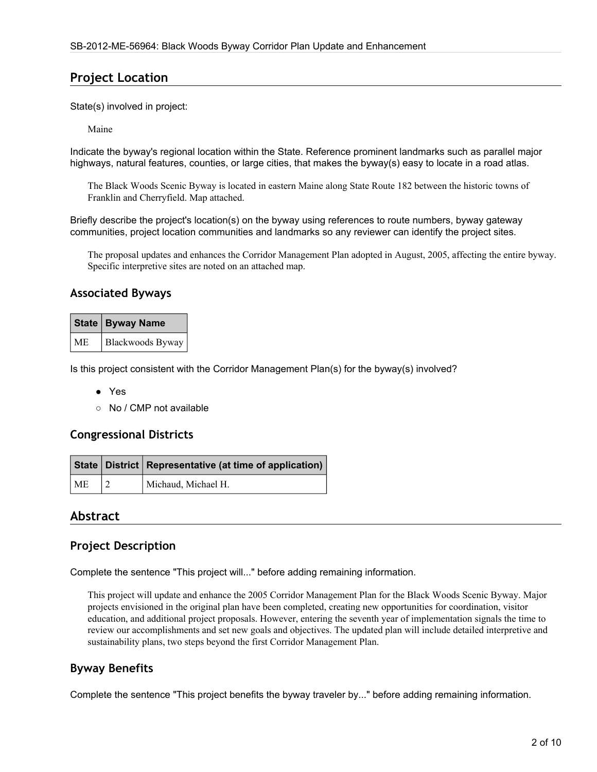## Project Location

State(s) involved in project:

Maine

Indicate the byway's regional location within the State. Reference prominent landmarks such as parallel major highways, natural features, counties, or large cities, that makes the byway(s) easy to locate in a road atlas.

The Black Woods Scenic Byway is located in eastern Maine along State Route 182 between the historic towns of Franklin and Cherryfield. Map attached.

Briefly describe the project's location(s) on the byway using references to route numbers, byway gateway communities, project location communities and landmarks so any reviewer can identify the project sites.

The proposal updates and enhances the Corridor Management Plan adopted in August, 2005, affecting the entire byway. Specific interpretive sites are noted on an attached map.

### Associated Byways

| State | Byway Name |
|---|---|
| ME | Blackwoods Byway |

Is this project consistent with the Corridor Management Plan(s) for the byway(s) involved?

- ● Yes
- ○ No / CMP not available

### Congressional Districts

| State | District | Representative (at time of application) |
|---|---|---|
| ME | 2 | Michaud, Michael H. |

## Abstract

### Project Description

Complete the sentence "This project will..." before adding remaining information.

This project will update and enhance the 2005 Corridor Management Plan for the Black Woods Scenic Byway. Major projects envisioned in the original plan have been completed, creating new opportunities for coordination, visitor education, and additional project proposals. However, entering the seventh year of implementation signals the time to review our accomplishments and set new goals and objectives. The updated plan will include detailed interpretive and sustainability plans, two steps beyond the first Corridor Management Plan.

### Byway Benefits

Complete the sentence "This project benefits the byway traveler by..." before adding remaining information.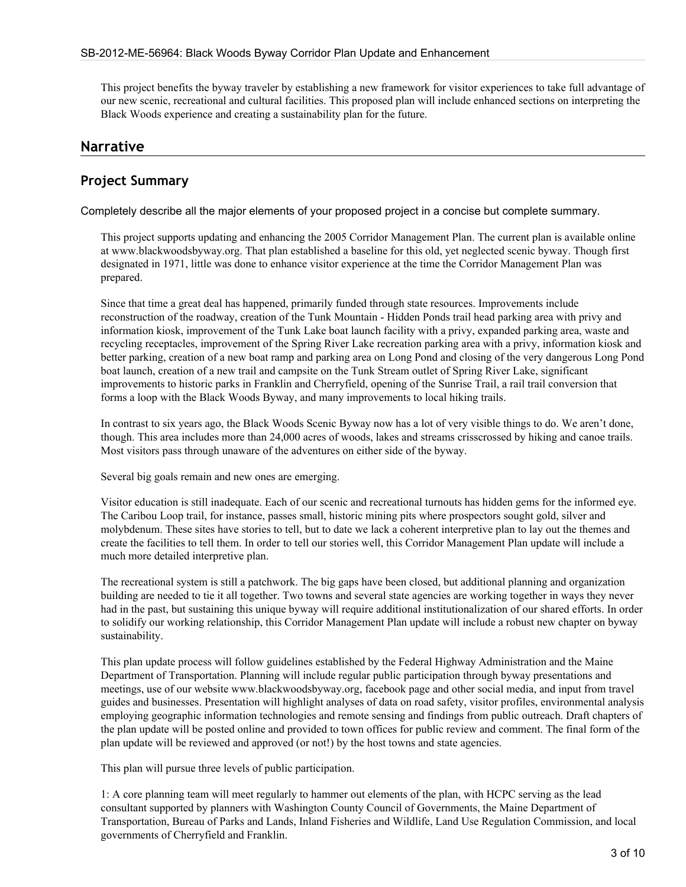This project benefits the byway traveler by establishing a new framework for visitor experiences to take full advantage of our new scenic, recreational and cultural facilities. This proposed plan will include enhanced sections on interpreting the Black Woods experience and creating a sustainability plan for the future.

## Narrative

### Project Summary

Completely describe all the major elements of your proposed project in a concise but complete summary.

This project supports updating and enhancing the 2005 Corridor Management Plan. The current plan is available online at www.blackwoodsbyway.org. That plan established a baseline for this old, yet neglected scenic byway. Though first designated in 1971, little was done to enhance visitor experience at the time the Corridor Management Plan was prepared.

Since that time a great deal has happened, primarily funded through state resources. Improvements include reconstruction of the roadway, creation of the Tunk Mountain - Hidden Ponds trail head parking area with privy and information kiosk, improvement of the Tunk Lake boat launch facility with a privy, expanded parking area, waste and recycling receptacles, improvement of the Spring River Lake recreation parking area with a privy, information kiosk and better parking, creation of a new boat ramp and parking area on Long Pond and closing of the very dangerous Long Pond boat launch, creation of a new trail and campsite on the Tunk Stream outlet of Spring River Lake, significant improvements to historic parks in Franklin and Cherryfield, opening of the Sunrise Trail, a rail trail conversion that forms a loop with the Black Woods Byway, and many improvements to local hiking trails.

In contrast to six years ago, the Black Woods Scenic Byway now has a lot of very visible things to do. We aren't done, though. This area includes more than 24,000 acres of woods, lakes and streams crisscrossed by hiking and canoe trails. Most visitors pass through unaware of the adventures on either side of the byway.

Several big goals remain and new ones are emerging.

Visitor education is still inadequate. Each of our scenic and recreational turnouts has hidden gems for the informed eye. The Caribou Loop trail, for instance, passes small, historic mining pits where prospectors sought gold, silver and molybdenum. These sites have stories to tell, but to date we lack a coherent interpretive plan to lay out the themes and create the facilities to tell them. In order to tell our stories well, this Corridor Management Plan update will include a much more detailed interpretive plan.

The recreational system is still a patchwork. The big gaps have been closed, but additional planning and organization building are needed to tie it all together. Two towns and several state agencies are working together in ways they never had in the past, but sustaining this unique byway will require additional institutionalization of our shared efforts. In order to solidify our working relationship, this Corridor Management Plan update will include a robust new chapter on byway sustainability.

This plan update process will follow guidelines established by the Federal Highway Administration and the Maine Department of Transportation. Planning will include regular public participation through byway presentations and meetings, use of our website www.blackwoodsbyway.org, facebook page and other social media, and input from travel guides and businesses. Presentation will highlight analyses of data on road safety, visitor profiles, environmental analysis employing geographic information technologies and remote sensing and findings from public outreach. Draft chapters of the plan update will be posted online and provided to town offices for public review and comment. The final form of the plan update will be reviewed and approved (or not!) by the host towns and state agencies.

This plan will pursue three levels of public participation.

1: A core planning team will meet regularly to hammer out elements of the plan, with HCPC serving as the lead consultant supported by planners with Washington County Council of Governments, the Maine Department of Transportation, Bureau of Parks and Lands, Inland Fisheries and Wildlife, Land Use Regulation Commission, and local governments of Cherryfield and Franklin.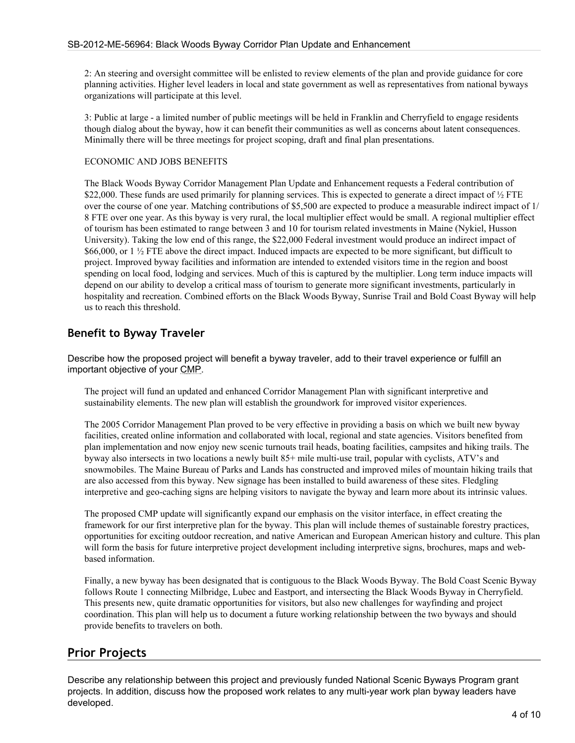2: An steering and oversight committee will be enlisted to review elements of the plan and provide guidance for core planning activities. Higher level leaders in local and state government as well as representatives from national byways organizations will participate at this level.

3: Public at large - a limited number of public meetings will be held in Franklin and Cherryfield to engage residents though dialog about the byway, how it can benefit their communities as well as concerns about latent consequences. Minimally there will be three meetings for project scoping, draft and final plan presentations.

ECONOMIC AND JOBS BENEFITS

The Black Woods Byway Corridor Management Plan Update and Enhancement requests a Federal contribution of \$22,000. These funds are used primarily for planning services. This is expected to generate a direct impact of ½ FTE over the course of one year. Matching contributions of \$5,500 are expected to produce a measurable indirect impact of 1/8 FTE over one year. As this byway is very rural, the local multiplier effect would be small. A regional multiplier effect of tourism has been estimated to range between 3 and 10 for tourism related investments in Maine (Nykiel, Husson University). Taking the low end of this range, the \$22,000 Federal investment would produce an indirect impact of \$66,000, or 1 ½ FTE above the direct impact. Induced impacts are expected to be more significant, but difficult to project. Improved byway facilities and information are intended to extended visitors time in the region and boost spending on local food, lodging and services. Much of this is captured by the multiplier. Long term induce impacts will depend on our ability to develop a critical mass of tourism to generate more significant investments, particularly in hospitality and recreation. Combined efforts on the Black Woods Byway, Sunrise Trail and Bold Coast Byway will help us to reach this threshold.

## Benefit to Byway Traveler

Describe how the proposed project will benefit a byway traveler, add to their travel experience or fulfill an important objective of your CMP.

The project will fund an updated and enhanced Corridor Management Plan with significant interpretive and sustainability elements. The new plan will establish the groundwork for improved visitor experiences.

The 2005 Corridor Management Plan proved to be very effective in providing a basis on which we built new byway facilities, created online information and collaborated with local, regional and state agencies. Visitors benefited from plan implementation and now enjoy new scenic turnouts trail heads, boating facilities, campsites and hiking trails. The byway also intersects in two locations a newly built 85+ mile multi-use trail, popular with cyclists, ATV's and snowmobiles. The Maine Bureau of Parks and Lands has constructed and improved miles of mountain hiking trails that are also accessed from this byway. New signage has been installed to build awareness of these sites. Fledgling interpretive and geo-caching signs are helping visitors to navigate the byway and learn more about its intrinsic values.

The proposed CMP update will significantly expand our emphasis on the visitor interface, in effect creating the framework for our first interpretive plan for the byway. This plan will include themes of sustainable forestry practices, opportunities for exciting outdoor recreation, and native American and European American history and culture. This plan will form the basis for future interpretive project development including interpretive signs, brochures, maps and web-based information.

Finally, a new byway has been designated that is contiguous to the Black Woods Byway. The Bold Coast Scenic Byway follows Route 1 connecting Milbridge, Lubec and Eastport, and intersecting the Black Woods Byway in Cherryfield. This presents new, quite dramatic opportunities for visitors, but also new challenges for wayfinding and project coordination. This plan will help us to document a future working relationship between the two byways and should provide benefits to travelers on both.

## Prior Projects

Describe any relationship between this project and previously funded National Scenic Byways Program grant projects. In addition, discuss how the proposed work relates to any multi-year work plan byway leaders have developed.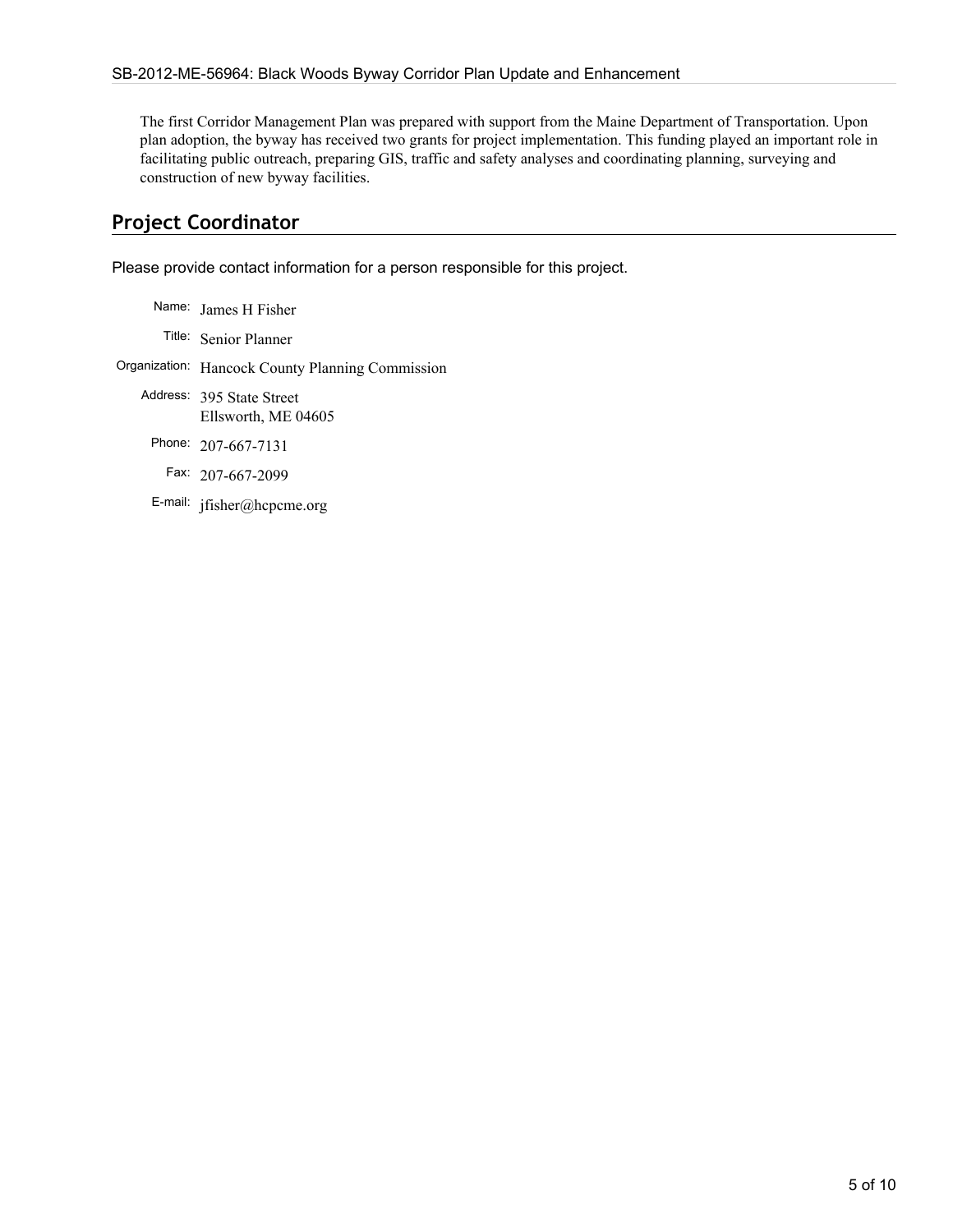The first Corridor Management Plan was prepared with support from the Maine Department of Transportation. Upon plan adoption, the byway has received two grants for project implementation. This funding played an important role in facilitating public outreach, preparing GIS, traffic and safety analyses and coordinating planning, surveying and construction of new byway facilities.

## Project Coordinator

Please provide contact information for a person responsible for this project.

Name: James H Fisher

Title: Senior Planner

Organization: Hancock County Planning Commission

Address: 395 State Street
Ellsworth, ME 04605

Phone: 207-667-7131

Fax: 207-667-2099

E-mail: jfisher@hcpcme.org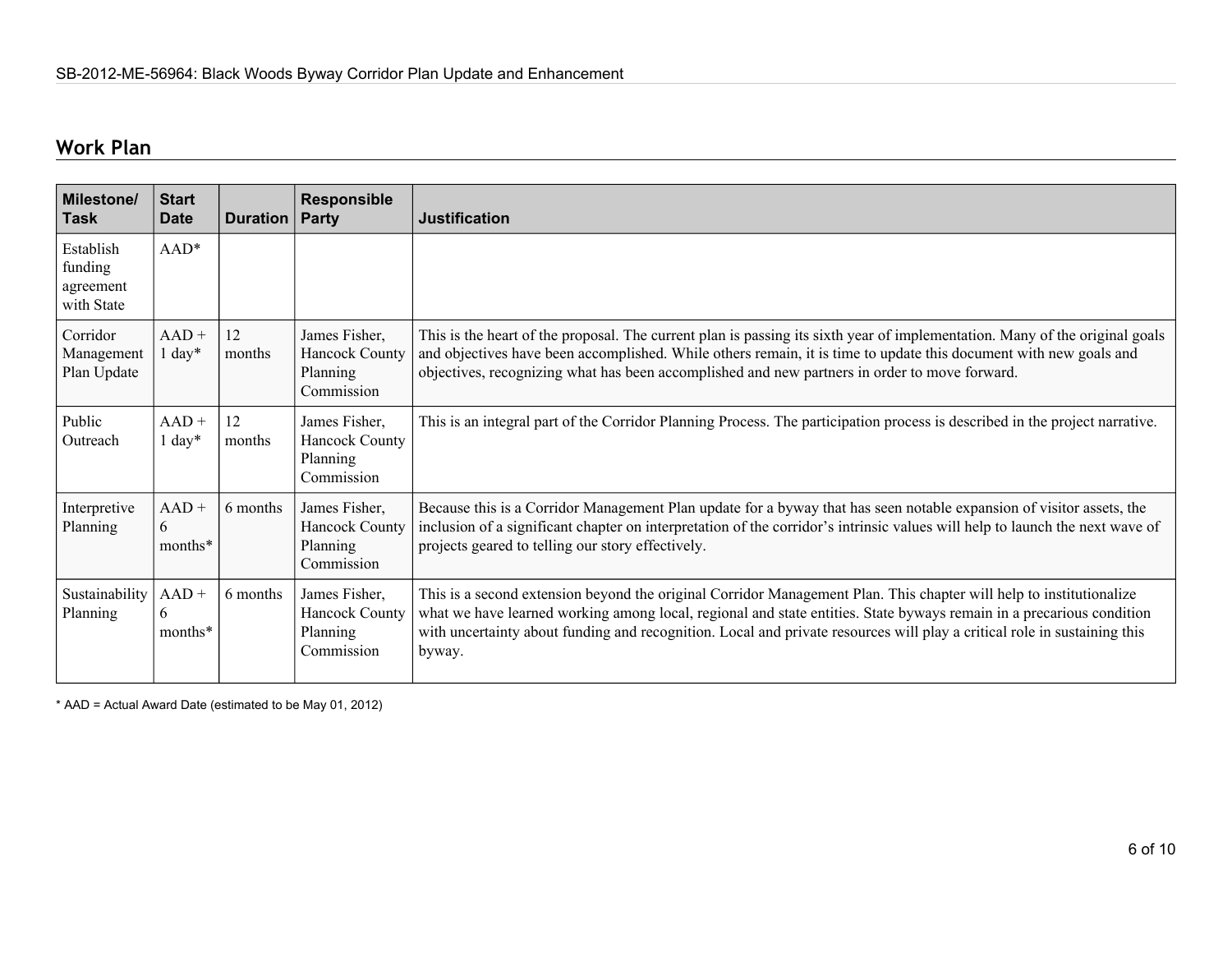## Work Plan

| Milestone/ Task | Start Date | Duration | Responsible Party | Justification |
|---|---|---|---|---|
| Establish funding agreement with State | AAD* | | | |
| Corridor Management Plan Update | AAD + 1 day* | 12 months | James Fisher, Hancock County Planning Commission | This is the heart of the proposal. The current plan is passing its sixth year of implementation. Many of the original goals and objectives have been accomplished. While others remain, it is time to update this document with new goals and objectives, recognizing what has been accomplished and new partners in order to move forward. |
| Public Outreach | AAD + 1 day* | 12 months | James Fisher, Hancock County Planning Commission | This is an integral part of the Corridor Planning Process. The participation process is described in the project narrative. |
| Interpretive Planning | AAD + 6 months* | 6 months | James Fisher, Hancock County Planning Commission | Because this is a Corridor Management Plan update for a byway that has seen notable expansion of visitor assets, the inclusion of a significant chapter on interpretation of the corridor's intrinsic values will help to launch the next wave of projects geared to telling our story effectively. |
| Sustainability Planning | AAD + 6 months* | 6 months | James Fisher, Hancock County Planning Commission | This is a second extension beyond the original Corridor Management Plan. This chapter will help to institutionalize what we have learned working among local, regional and state entities. State byways remain in a precarious condition with uncertainty about funding and recognition. Local and private resources will play a critical role in sustaining this byway. |

* AAD = Actual Award Date (estimated to be May 01, 2012)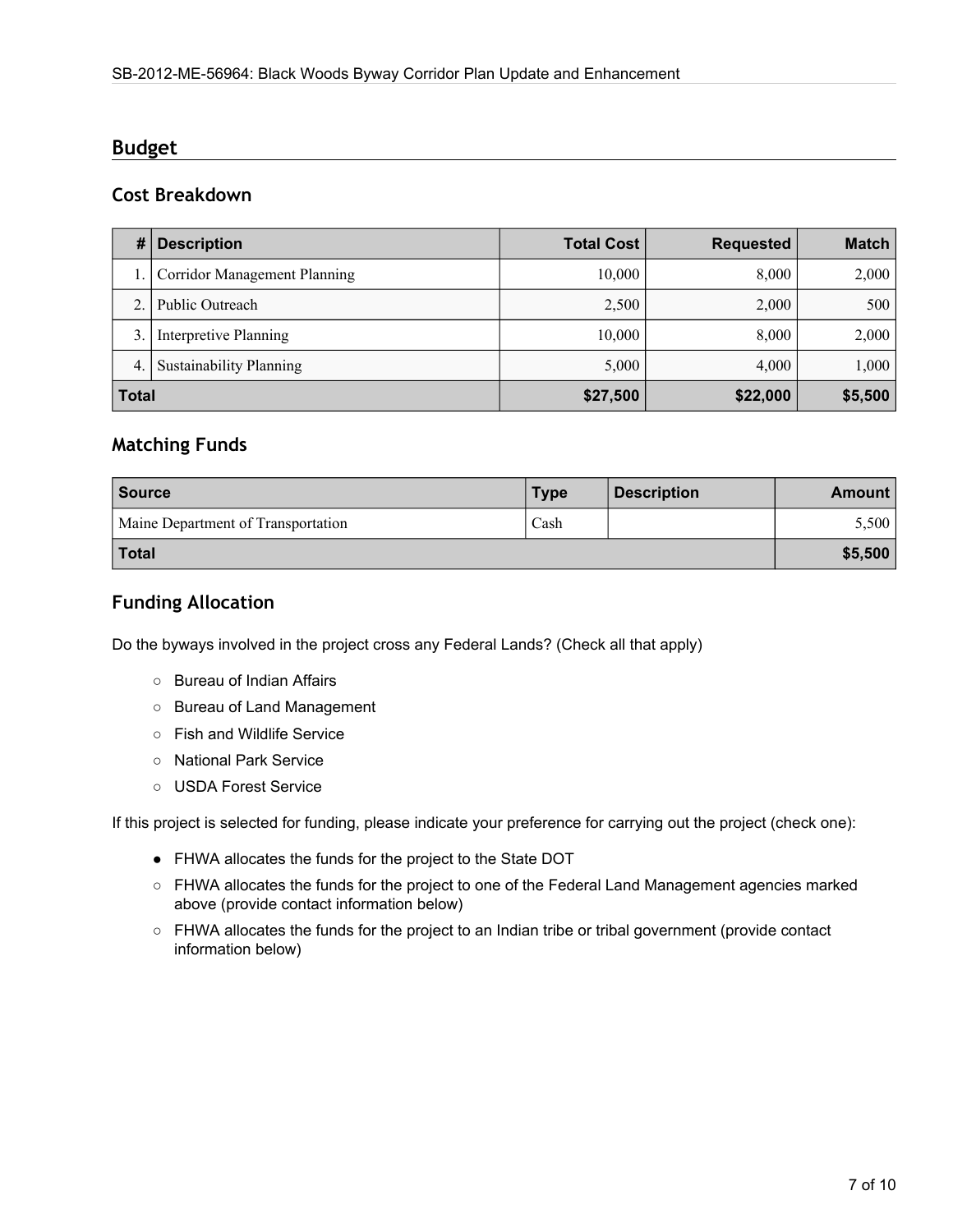## Budget

### Cost Breakdown

| # | Description | Total Cost | Requested | Match |
|---|---|---|---|---|
| 1. | Corridor Management Planning | 10,000 | 8,000 | 2,000 |
| 2. | Public Outreach | 2,500 | 2,000 | 500 |
| 3. | Interpretive Planning | 10,000 | 8,000 | 2,000 |
| 4. | Sustainability Planning | 5,000 | 4,000 | 1,000 |
| **Total** | | **$27,500** | **$22,000** | **$5,500** |

### Matching Funds

| Source | Type | Description | Amount |
|---|---|---|---|
| Maine Department of Transportation | Cash | | 5,500 |
| **Total** | | | **$5,500** |

### Funding Allocation

Do the byways involved in the project cross any Federal Lands? (Check all that apply)

- ○ Bureau of Indian Affairs
- ○ Bureau of Land Management
- ○ Fish and Wildlife Service
- ○ National Park Service
- ○ USDA Forest Service

If this project is selected for funding, please indicate your preference for carrying out the project (check one):

- ● FHWA allocates the funds for the project to the State DOT
- ○ FHWA allocates the funds for the project to one of the Federal Land Management agencies marked above (provide contact information below)
- ○ FHWA allocates the funds for the project to an Indian tribe or tribal government (provide contact information below)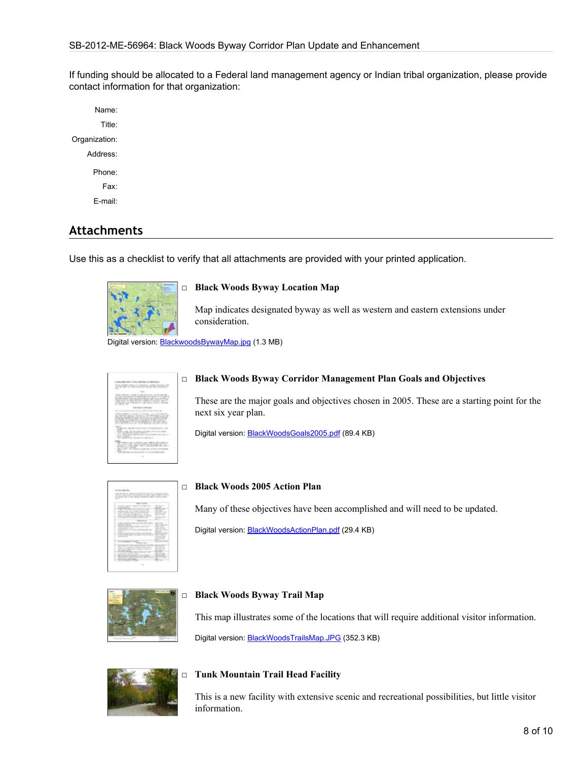If funding should be allocated to a Federal land management agency or Indian tribal organization, please provide contact information for that organization:

Name:

Title:

Organization:

Address:

Phone:

Fax:

E-mail:

## Attachments

Use this as a checklist to verify that all attachments are provided with your printed application.

□ **Black Woods Byway Location Map**

Map indicates designated byway as well as western and eastern extensions under consideration.

Digital version: BlackwoodsBywayMap.jpg (1.3 MB)

□ **Black Woods Byway Corridor Management Plan Goals and Objectives**

These are the major goals and objectives chosen in 2005. These are a starting point for the next six year plan.

Digital version: BlackWoodsGoals2005.pdf (89.4 KB)

□ **Black Woods 2005 Action Plan**

Many of these objectives have been accomplished and will need to be updated.

Digital version: BlackWoodsActionPlan.pdf (29.4 KB)

□ **Black Woods Byway Trail Map**

This map illustrates some of the locations that will require additional visitor information.

Digital version: BlackWoodsTrailsMap.JPG (352.3 KB)

□ **Tunk Mountain Trail Head Facility**

This is a new facility with extensive scenic and recreational possibilities, but little visitor information.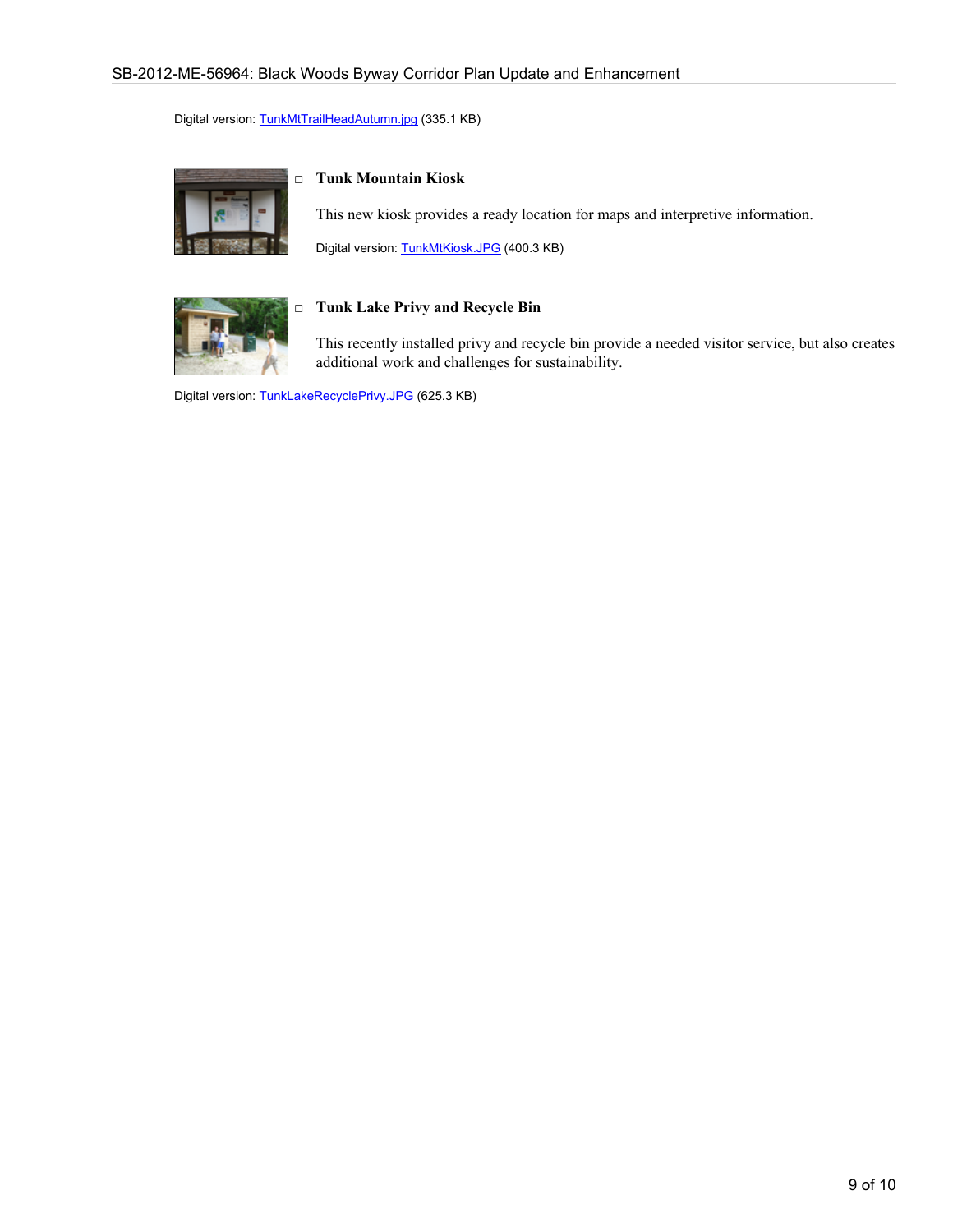Digital version: TunkMtTrailHeadAutumn.jpg (335.1 KB)

- **Tunk Mountain Kiosk**

  This new kiosk provides a ready location for maps and interpretive information.

  Digital version: TunkMtKiosk.JPG (400.3 KB)

- **Tunk Lake Privy and Recycle Bin**

  This recently installed privy and recycle bin provide a needed visitor service, but also creates additional work and challenges for sustainability.

Digital version: TunkLakeRecyclePrivy.JPG (625.3 KB)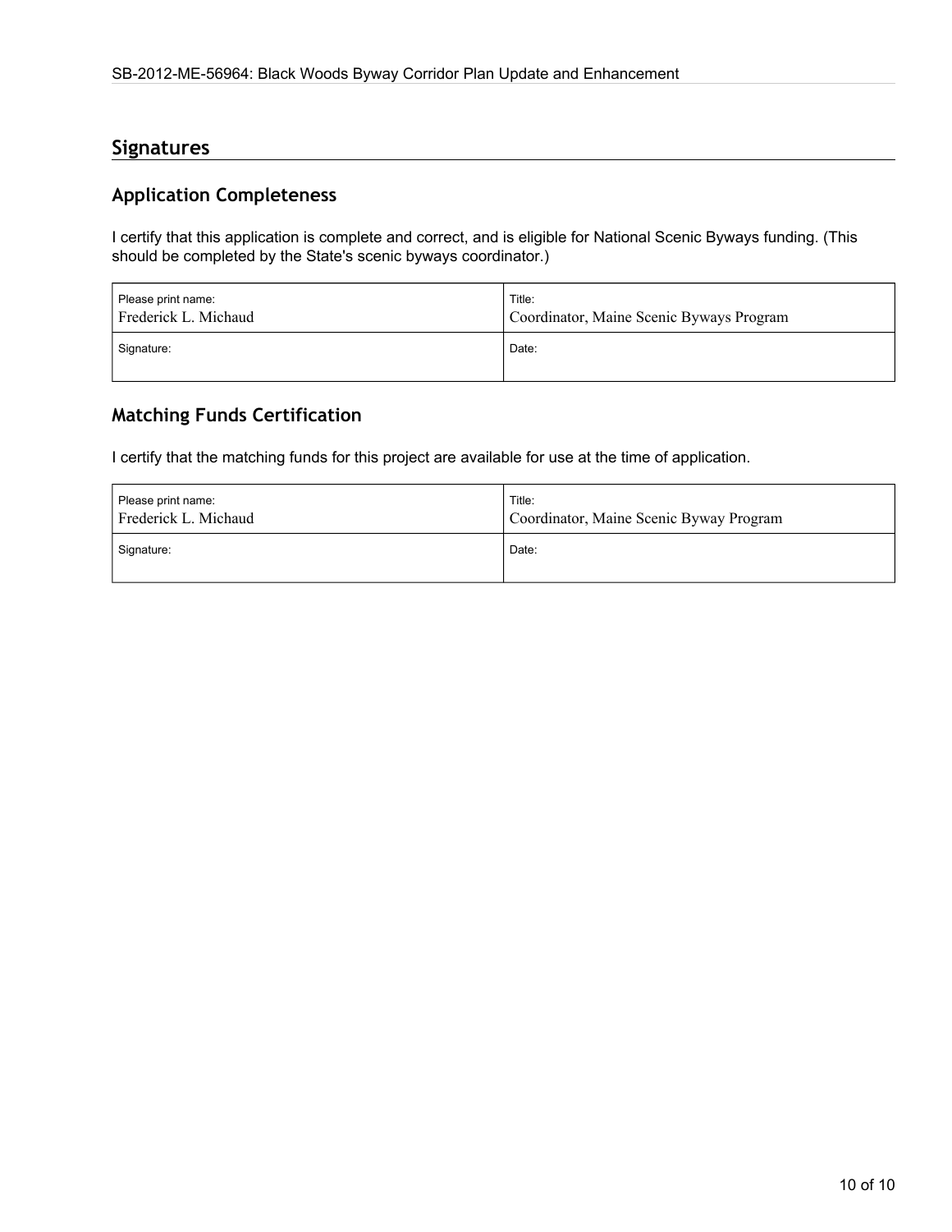## Signatures

### Application Completeness

I certify that this application is complete and correct, and is eligible for National Scenic Byways funding. (This should be completed by the State's scenic byways coordinator.)

| | |
|---|---|
| Please print name:<br>Frederick L. Michaud | Title:<br>Coordinator, Maine Scenic Byways Program |
| Signature: | Date: |

### Matching Funds Certification

I certify that the matching funds for this project are available for use at the time of application.

| | |
|---|---|
| Please print name:<br>Frederick L. Michaud | Title:<br>Coordinator, Maine Scenic Byway Program |
| Signature: | Date: |